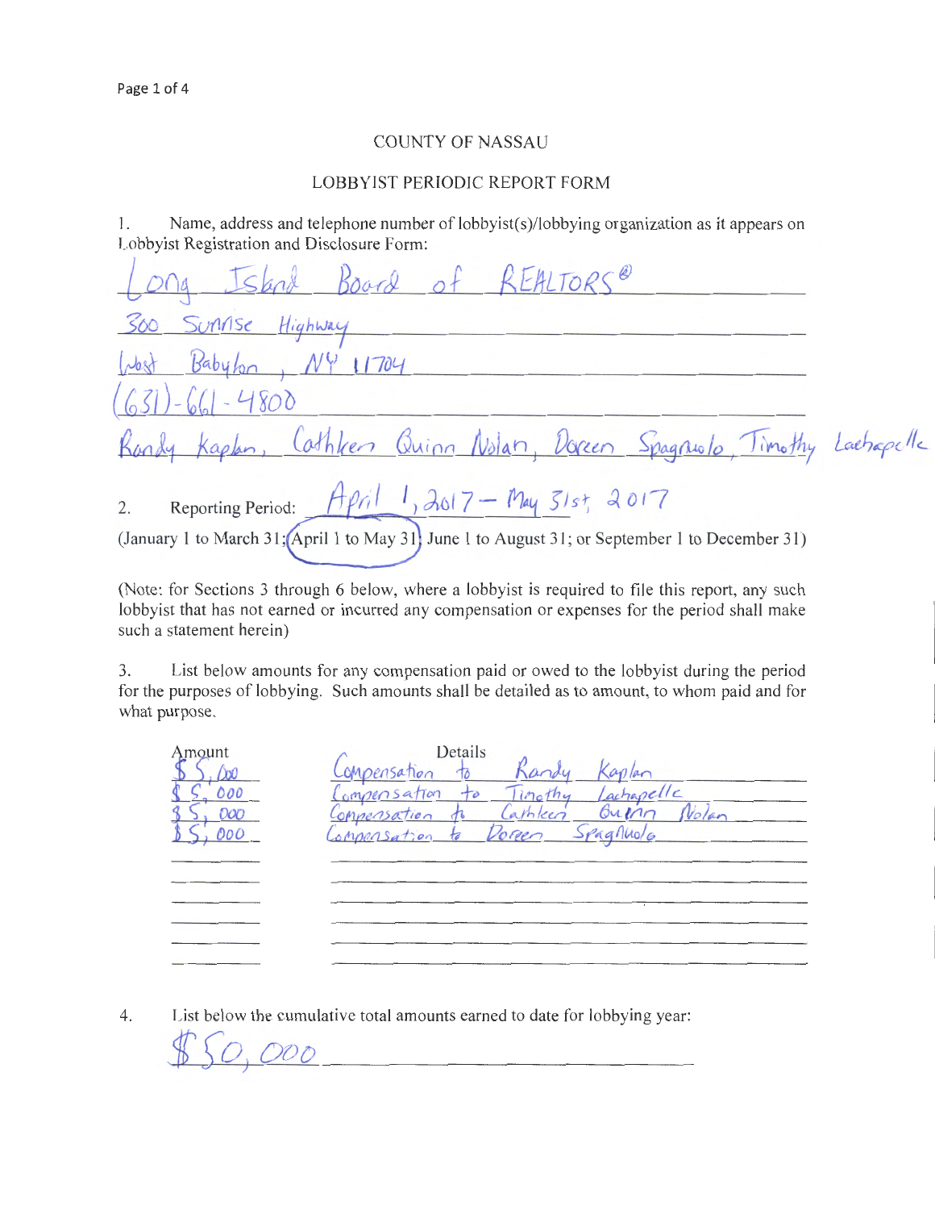# COUNTY OF NASSAU

## LOBBYIST PERIODIC REPORT FORM

1. Name, address and telephone number of lobbyist(s)/lobbying organization as it appears on Lobbyist Registration and Disclosure Form:

Long Island Board of REALTORS®
300 Sunrise Highway
West Babylon, NY 11704
(631)-661-4800
Randy Kaplan, Cathleen Quinn Nolan, Doreen Spagnuolo, Timothy Lachapelle

2. Reporting Period: April 1, 2017 – May 31st, 2017

(January 1 to March 31; April 1 to May 31; June 1 to August 31; or September 1 to December 31)

(Note: for Sections 3 through 6 below, where a lobbyist is required to file this report, any such lobbyist that has not earned or incurred any compensation or expenses for the period shall make such a statement herein)

3. List below amounts for any compensation paid or owed to the lobbyist during the period for the purposes of lobbying. Such amounts shall be detailed as to amount, to whom paid and for what purpose.

| Amount | Details |
|---|---|
| $5,000 | Compensation to Randy Kaplan |
| $5,000 | Compensation to Timothy Lachapelle |
| $5,000 | Compensation to Cathleen Quinn Nolan |
| $5,000 | Compensation to Doreen Spagnuolo |

4. List below the cumulative total amounts earned to date for lobbying year:

$50,000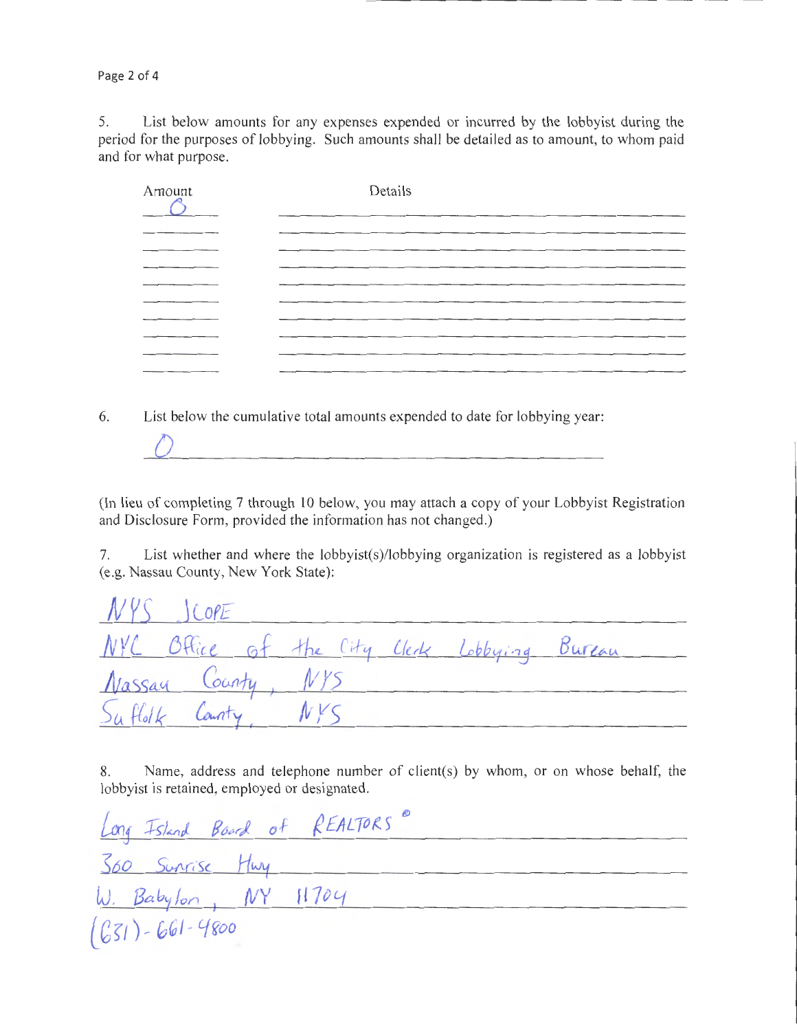5. List below amounts for any expenses expended or incurred by the lobbyist during the period for the purposes of lobbying. Such amounts shall be detailed as to amount, to whom paid and for what purpose.

| Amount | Details |
| --- | --- |
| 0 | |
| | |
| | |
| | |
| | |
| | |
| | |
| | |
| | |
| | |

6. List below the cumulative total amounts expended to date for lobbying year:

0

(In lieu of completing 7 through 10 below, you may attach a copy of your Lobbyist Registration and Disclosure Form, provided the information has not changed.)

7. List whether and where the lobbyist(s)/lobbying organization is registered as a lobbyist (e.g. Nassau County, New York State):

NYS JCOPE
NYC Office of the City Clerk Lobbying Bureau
Nassau County, NYS
Suffolk County, NYS

8. Name, address and telephone number of client(s) by whom, or on whose behalf, the lobbyist is retained, employed or designated.

Long Island Board of REALTORS®
360 Sunrise Hwy
W. Babylon, NY 11704
(631)-661-4800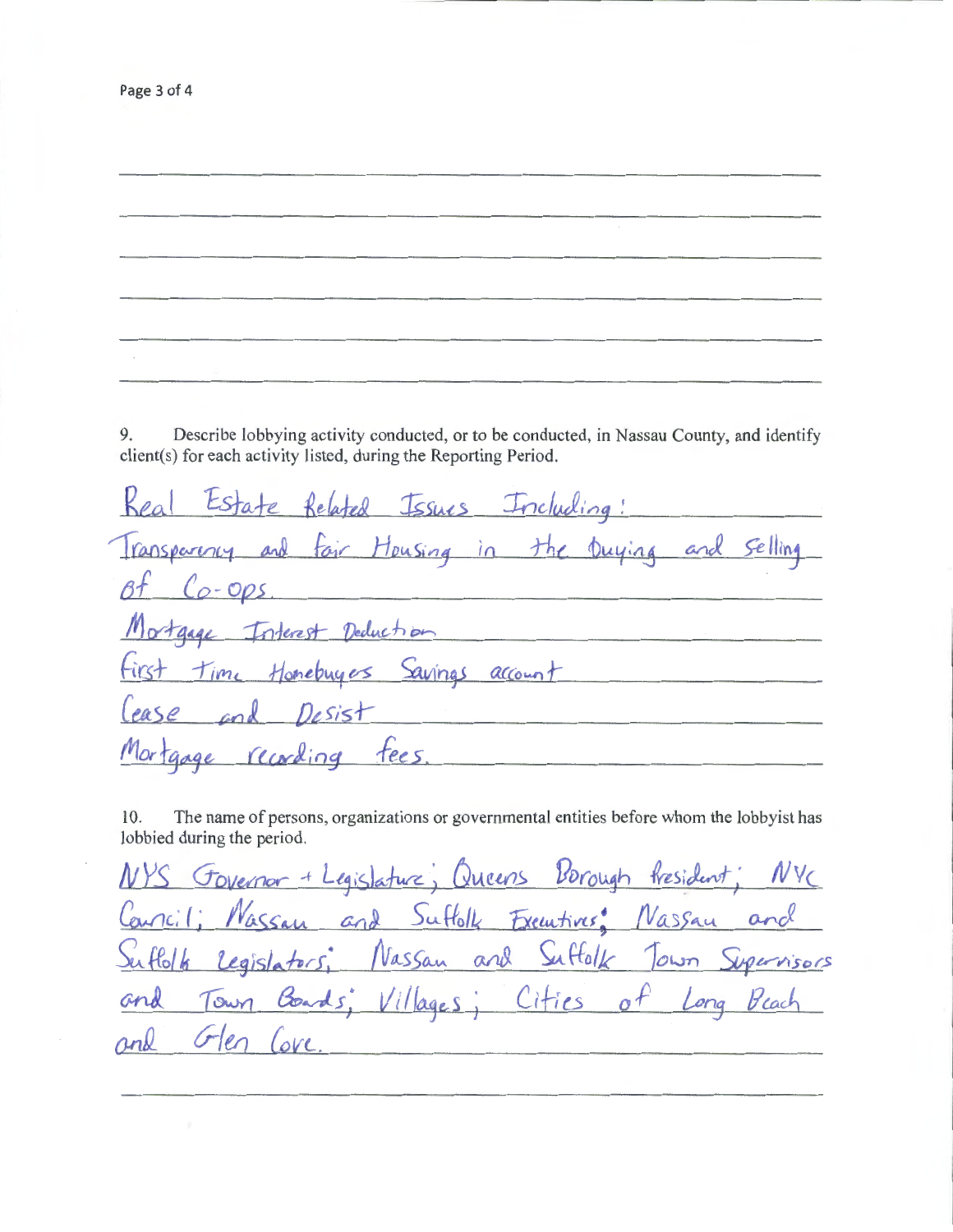9. Describe lobbying activity conducted, or to be conducted, in Nassau County, and identify client(s) for each activity listed, during the Reporting Period.

Real Estate Related Issues Including:
Transparency and Fair Housing in the Buying and Selling of Co-ops.
Mortgage Interest Deduction
First Time Homebuyers Savings account
Cease and Desist
Mortgage recording fees.

10. The name of persons, organizations or governmental entities before whom the lobbyist has lobbied during the period.

NYS Governor + Legislature; Queens Borough President; NYC Council; Nassau and Suffolk Executives; Nassau and Suffolk Legislators; Nassau and Suffolk Town Supervisors and Town Boards; Villages; Cities of Long Beach and Glen Cove.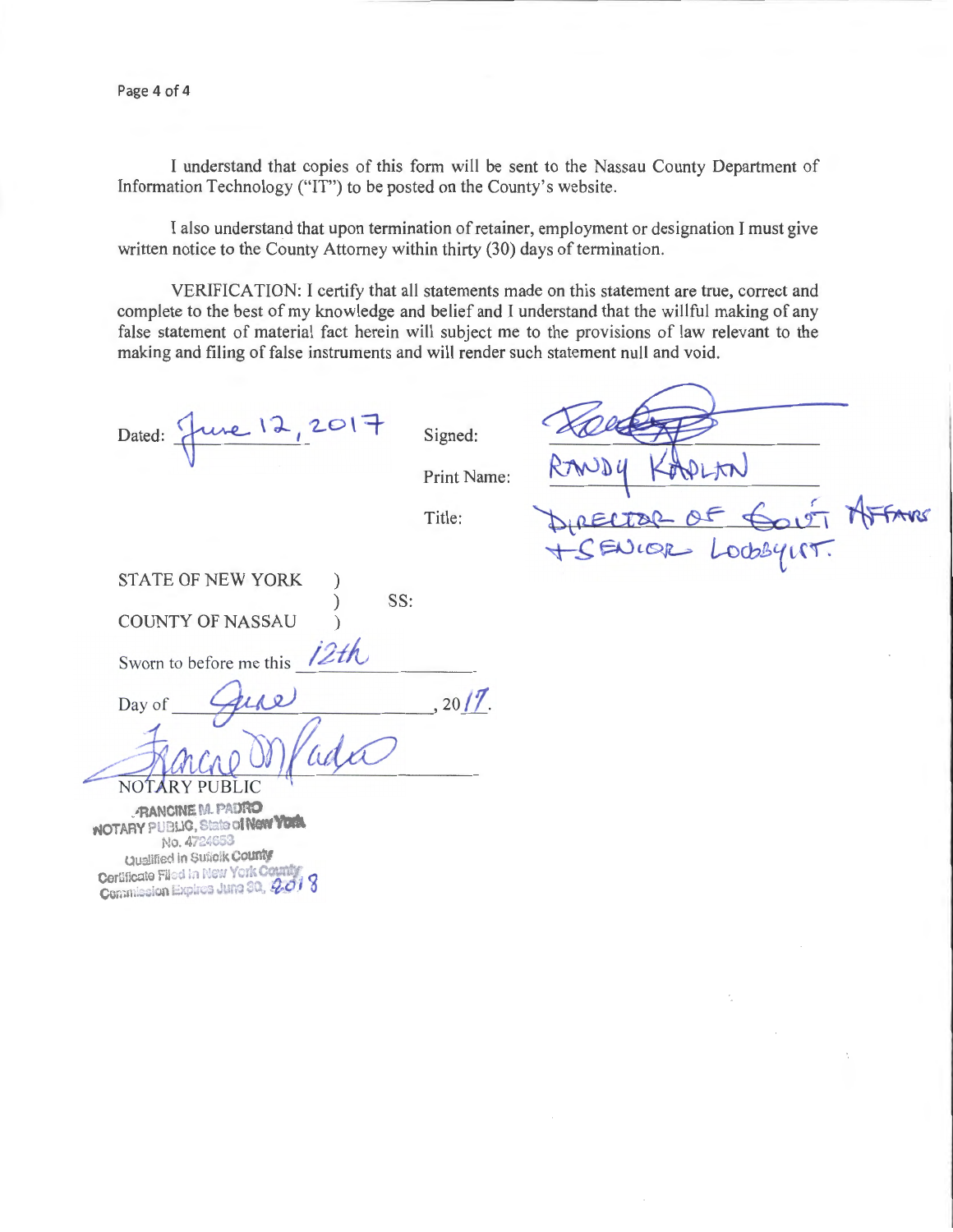I understand that copies of this form will be sent to the Nassau County Department of Information Technology ("IT") to be posted on the County's website.

I also understand that upon termination of retainer, employment or designation I must give written notice to the County Attorney within thirty (30) days of termination.

VERIFICATION: I certify that all statements made on this statement are true, correct and complete to the best of my knowledge and belief and I understand that the willful making of any false statement of material fact herein will subject me to the provisions of law relevant to the making and filing of false instruments and will render such statement null and void.

Dated: June 12, 2017

Signed: [signature]

Print Name: RANDY KAPLAN

Title: DIRECTOR OF GOVT AFFAIRS + SENIOR LOBBYIST.

STATE OF NEW YORK )
) SS:
COUNTY OF NASSAU )

Sworn to before me this 12th

Day of June, 2017.

[signature]

NOTARY PUBLIC

FRANCINE M. PADRO
NOTARY PUBLIC, State of New York
No. 4724653
Qualified in Suffolk County
Certificate Filed in New York County
Commission Expires June 30, 2018